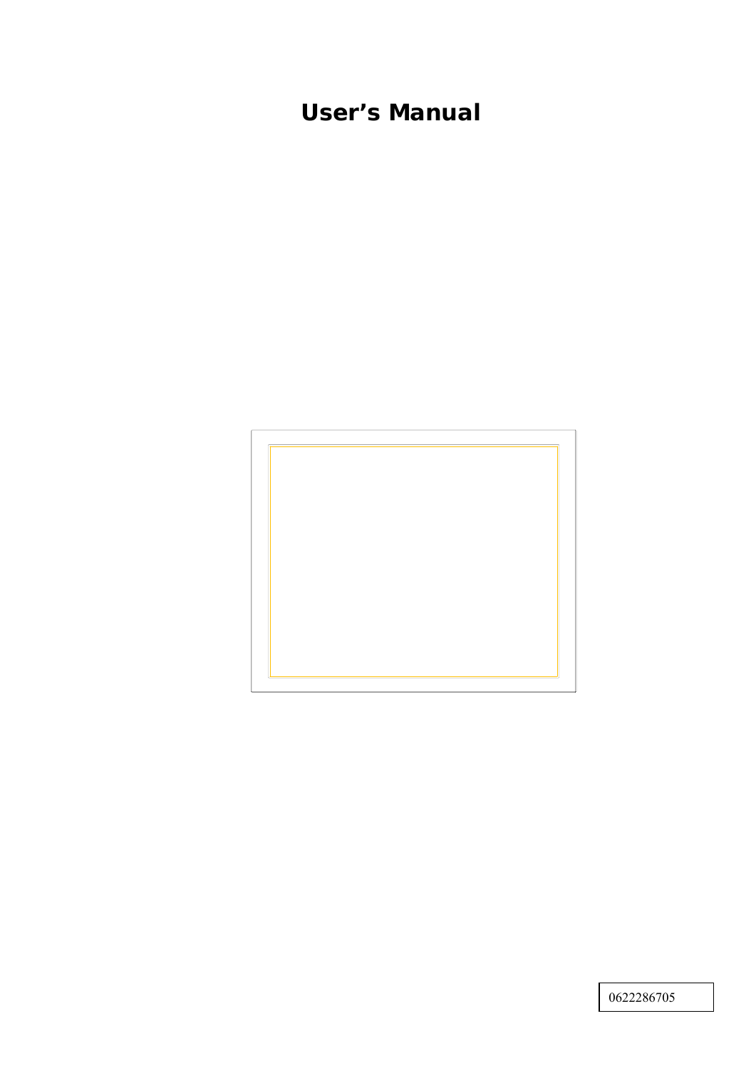# User's Manual

0622286705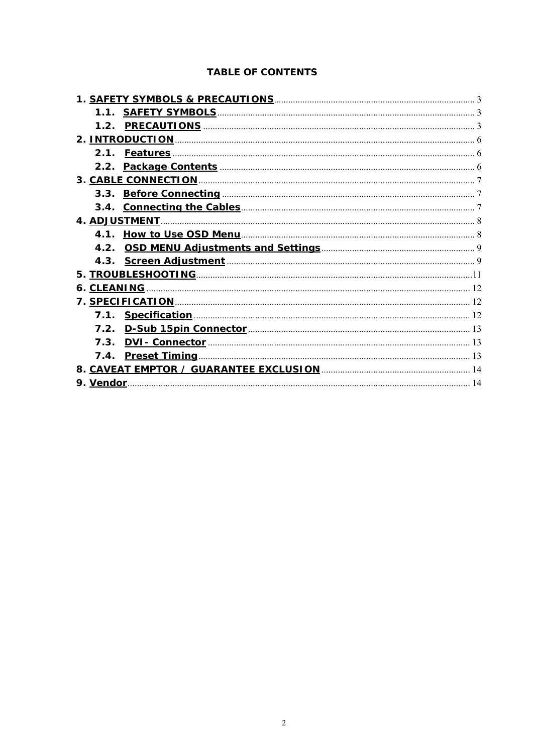## TABLE OF CONTENTS

1. SAFETY SYMBOLS & PRECAUTIONS .......... 3
   - 1.1. SAFETY SYMBOLS .......... 3
   - 1.2. PRECAUTIONS .......... 3
2. INTRODUCTION .......... 6
   - 2.1. Features .......... 6
   - 2.2. Package Contents .......... 6
3. CABLE CONNECTION .......... 7
   - 3.3. Before Connecting .......... 7
   - 3.4. Connecting the Cables .......... 7
4. ADJUSTMENT .......... 8
   - 4.1. How to Use OSD Menu .......... 8
   - 4.2. OSD MENU Adjustments and Settings .......... 9
   - 4.3. Screen Adjustment .......... 9
5. TROUBLESHOOTING .......... 11
6. CLEANING .......... 12
7. SPECIFICATION .......... 12
   - 7.1. Specification .......... 12
   - 7.2. D-Sub 15pin Connector .......... 13
   - 7.3. DVI- Connector .......... 13
   - 7.4. Preset Timing .......... 13
8. CAVEAT EMPTOR / GUARANTEE EXCLUSION .......... 14
9. Vendor .......... 14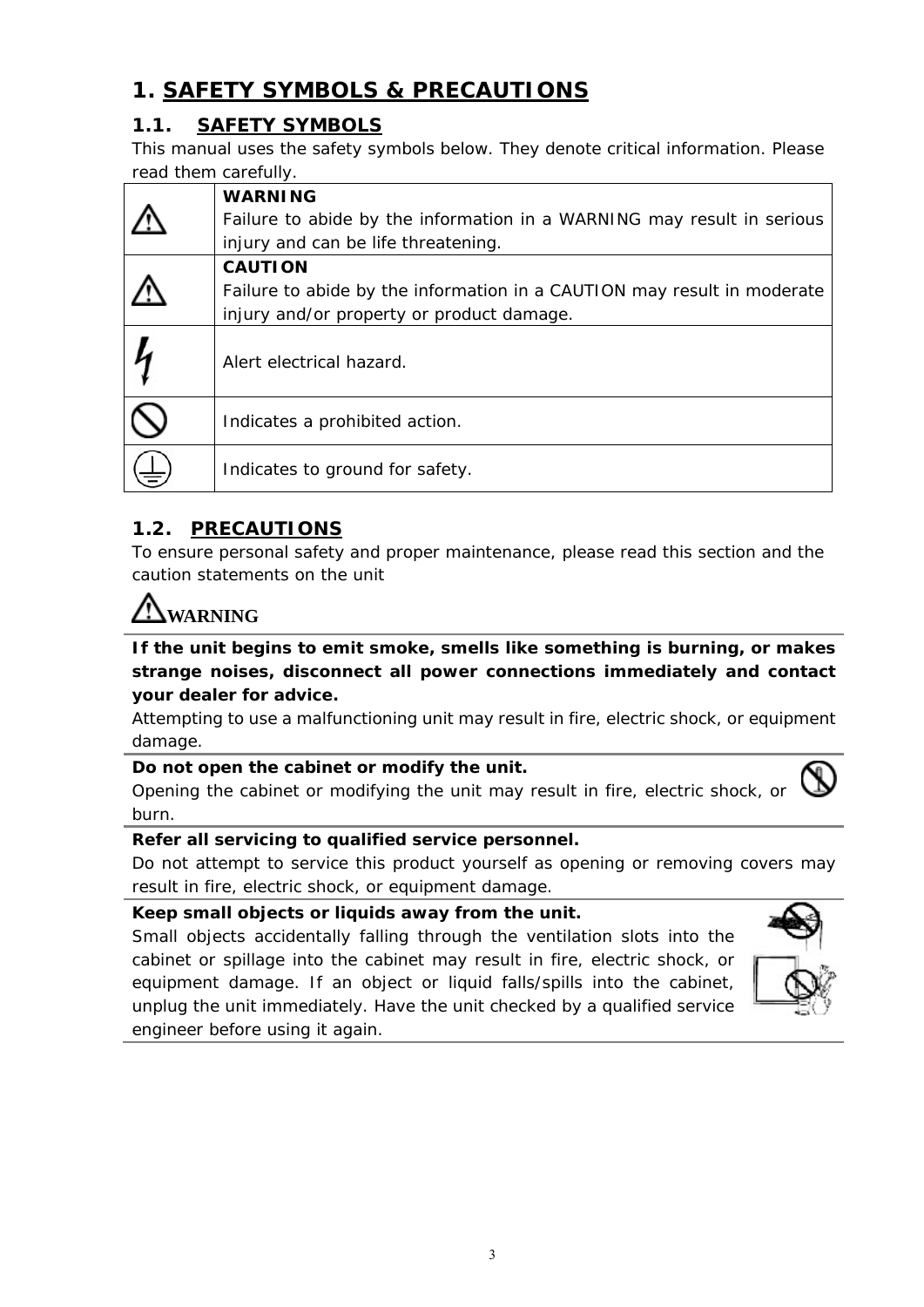# 1. SAFETY SYMBOLS & PRECAUTIONS

## 1.1. SAFETY SYMBOLS

This manual uses the safety symbols below. They denote critical information. Please read them carefully.

| | |
|---|---|
| ⚠ | **WARNING**<br>Failure to abide by the information in a WARNING may result in serious injury and can be life threatening. |
| ⚠ | **CAUTION**<br>Failure to abide by the information in a CAUTION may result in moderate injury and/or property or product damage. |
| ϟ | Alert electrical hazard. |
| ⃠ | Indicates a prohibited action. |
| ⏚ | Indicates to ground for safety. |

## 1.2. PRECAUTIONS

To ensure personal safety and proper maintenance, please read this section and the caution statements on the unit

### ⚠WARNING

**If the unit begins to emit smoke, smells like something is burning, or makes strange noises, disconnect all power connections immediately and contact your dealer for advice.**

Attempting to use a malfunctioning unit may result in fire, electric shock, or equipment damage.

**Do not open the cabinet or modify the unit.**

Opening the cabinet or modifying the unit may result in fire, electric shock, or burn.

**Refer all servicing to qualified service personnel.**

Do not attempt to service this product yourself as opening or removing covers may result in fire, electric shock, or equipment damage.

**Keep small objects or liquids away from the unit.**

Small objects accidentally falling through the ventilation slots into the cabinet or spillage into the cabinet may result in fire, electric shock, or equipment damage. If an object or liquid falls/spills into the cabinet, unplug the unit immediately. Have the unit checked by a qualified service engineer before using it again.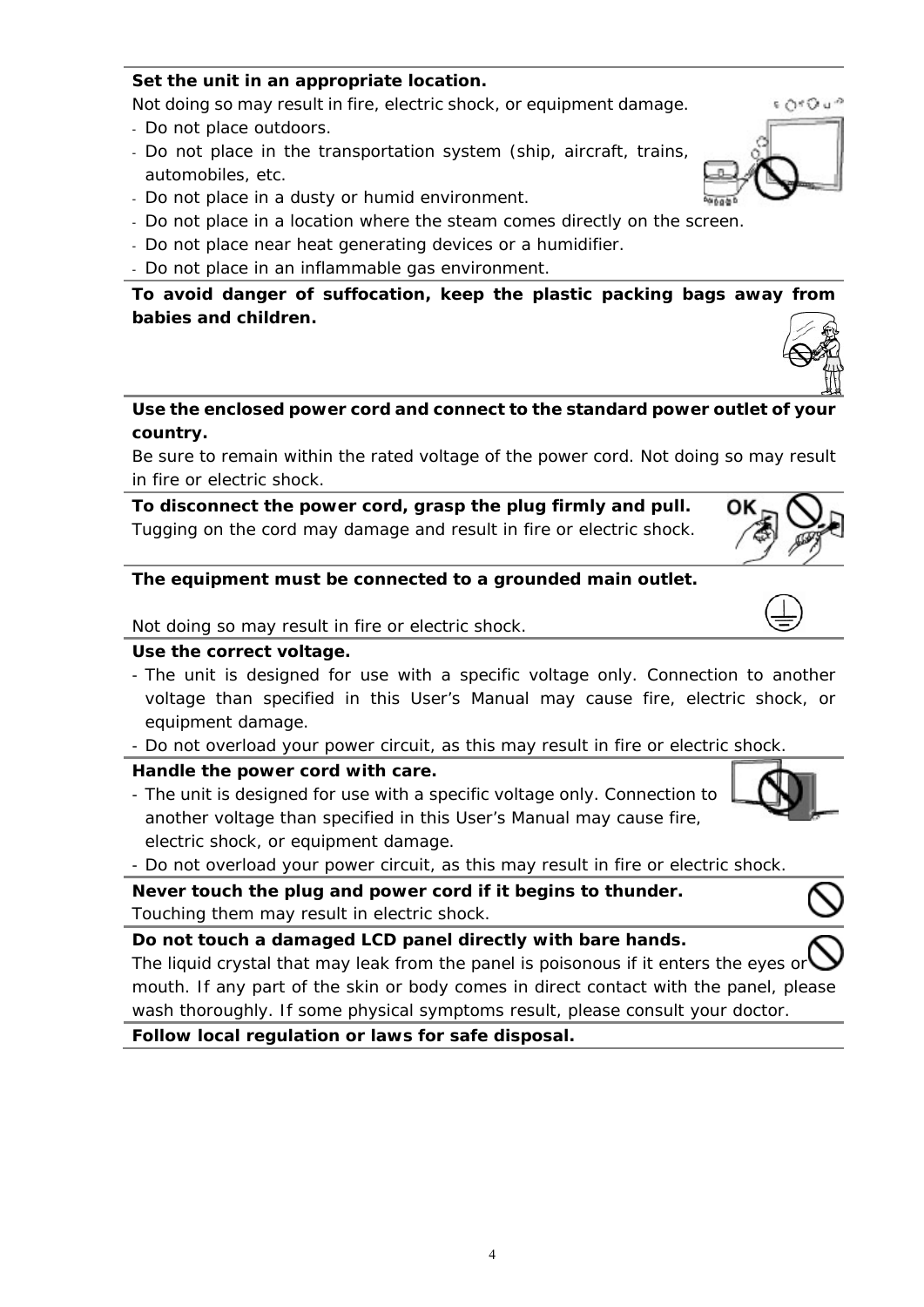**Set the unit in an appropriate location.**

Not doing so may result in fire, electric shock, or equipment damage.

- Do not place outdoors.
- Do not place in the transportation system (ship, aircraft, trains, automobiles, etc.
- Do not place in a dusty or humid environment.
- Do not place in a location where the steam comes directly on the screen.
- Do not place near heat generating devices or a humidifier.
- Do not place in an inflammable gas environment.

**To avoid danger of suffocation, keep the plastic packing bags away from babies and children.**

**Use the enclosed power cord and connect to the standard power outlet of your country.**

Be sure to remain within the rated voltage of the power cord. Not doing so may result in fire or electric shock.

**To disconnect the power cord, grasp the plug firmly and pull.**

Tugging on the cord may damage and result in fire or electric shock.

**The equipment must be connected to a grounded main outlet.**

Not doing so may result in fire or electric shock.

**Use the correct voltage.**

- The unit is designed for use with a specific voltage only. Connection to another voltage than specified in this User's Manual may cause fire, electric shock, or equipment damage.
- Do not overload your power circuit, as this may result in fire or electric shock.

**Handle the power cord with care.**

- The unit is designed for use with a specific voltage only. Connection to another voltage than specified in this User's Manual may cause fire, electric shock, or equipment damage.
- Do not overload your power circuit, as this may result in fire or electric shock.

**Never touch the plug and power cord if it begins to thunder.**

Touching them may result in electric shock.

**Do not touch a damaged LCD panel directly with bare hands.**

The liquid crystal that may leak from the panel is poisonous if it enters the eyes or mouth. If any part of the skin or body comes in direct contact with the panel, please wash thoroughly. If some physical symptoms result, please consult your doctor.

**Follow local regulation or laws for safe disposal.**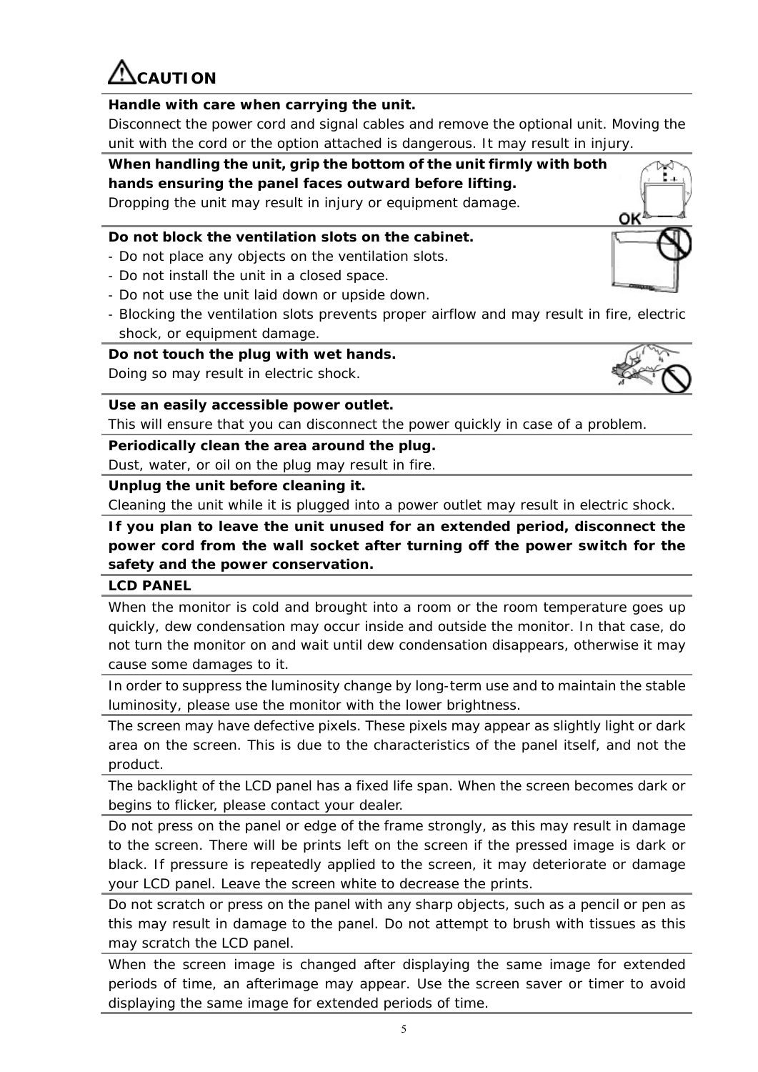# ⚠CAUTION

**Handle with care when carrying the unit.**

Disconnect the power cord and signal cables and remove the optional unit. Moving the unit with the cord or the option attached is dangerous. It may result in injury.

**When handling the unit, grip the bottom of the unit firmly with both hands ensuring the panel faces outward before lifting.**

Dropping the unit may result in injury or equipment damage.

**Do not block the ventilation slots on the cabinet.**

- Do not place any objects on the ventilation slots.
- Do not install the unit in a closed space.
- Do not use the unit laid down or upside down.
- Blocking the ventilation slots prevents proper airflow and may result in fire, electric shock, or equipment damage.

**Do not touch the plug with wet hands.**

Doing so may result in electric shock.

**Use an easily accessible power outlet.**

This will ensure that you can disconnect the power quickly in case of a problem.

**Periodically clean the area around the plug.**

Dust, water, or oil on the plug may result in fire.

**Unplug the unit before cleaning it.**

Cleaning the unit while it is plugged into a power outlet may result in electric shock.

**If you plan to leave the unit unused for an extended period, disconnect the power cord from the wall socket after turning off the power switch for the safety and the power conservation.**

**LCD PANEL**

When the monitor is cold and brought into a room or the room temperature goes up quickly, dew condensation may occur inside and outside the monitor. In that case, do not turn the monitor on and wait until dew condensation disappears, otherwise it may cause some damages to it.

In order to suppress the luminosity change by long-term use and to maintain the stable luminosity, please use the monitor with the lower brightness.

The screen may have defective pixels. These pixels may appear as slightly light or dark area on the screen. This is due to the characteristics of the panel itself, and not the product.

The backlight of the LCD panel has a fixed life span. When the screen becomes dark or begins to flicker, please contact your dealer.

Do not press on the panel or edge of the frame strongly, as this may result in damage to the screen. There will be prints left on the screen if the pressed image is dark or black. If pressure is repeatedly applied to the screen, it may deteriorate or damage your LCD panel. Leave the screen white to decrease the prints.

Do not scratch or press on the panel with any sharp objects, such as a pencil or pen as this may result in damage to the panel. Do not attempt to brush with tissues as this may scratch the LCD panel.

When the screen image is changed after displaying the same image for extended periods of time, an afterimage may appear. Use the screen saver or timer to avoid displaying the same image for extended periods of time.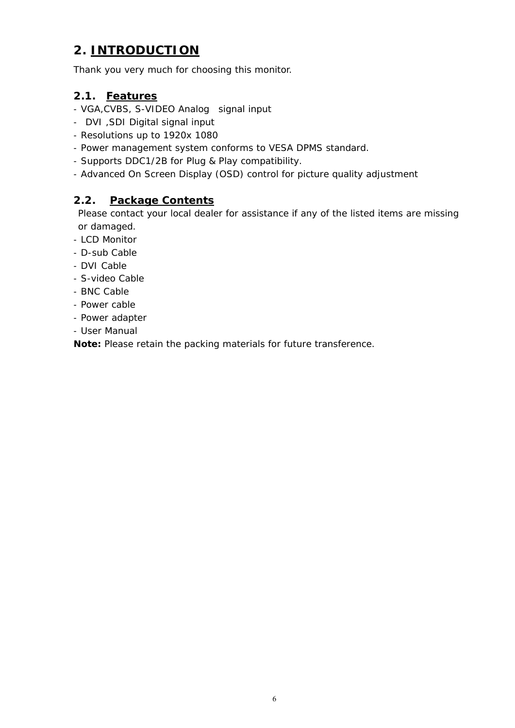## 2. INTRODUCTION

Thank you very much for choosing this monitor.

### 2.1. Features

- VGA,CVBS, S-VIDEO Analog signal input
- DVI ,SDI Digital signal input
- Resolutions up to 1920x 1080
- Power management system conforms to VESA DPMS standard.
- Supports DDC1/2B for Plug & Play compatibility.
- Advanced On Screen Display (OSD) control for picture quality adjustment

### 2.2. Package Contents

Please contact your local dealer for assistance if any of the listed items are missing or damaged.

- LCD Monitor
- D-sub Cable
- DVI Cable
- S-video Cable
- BNC Cable
- Power cable
- Power adapter
- User Manual

**Note:** Please retain the packing materials for future transference.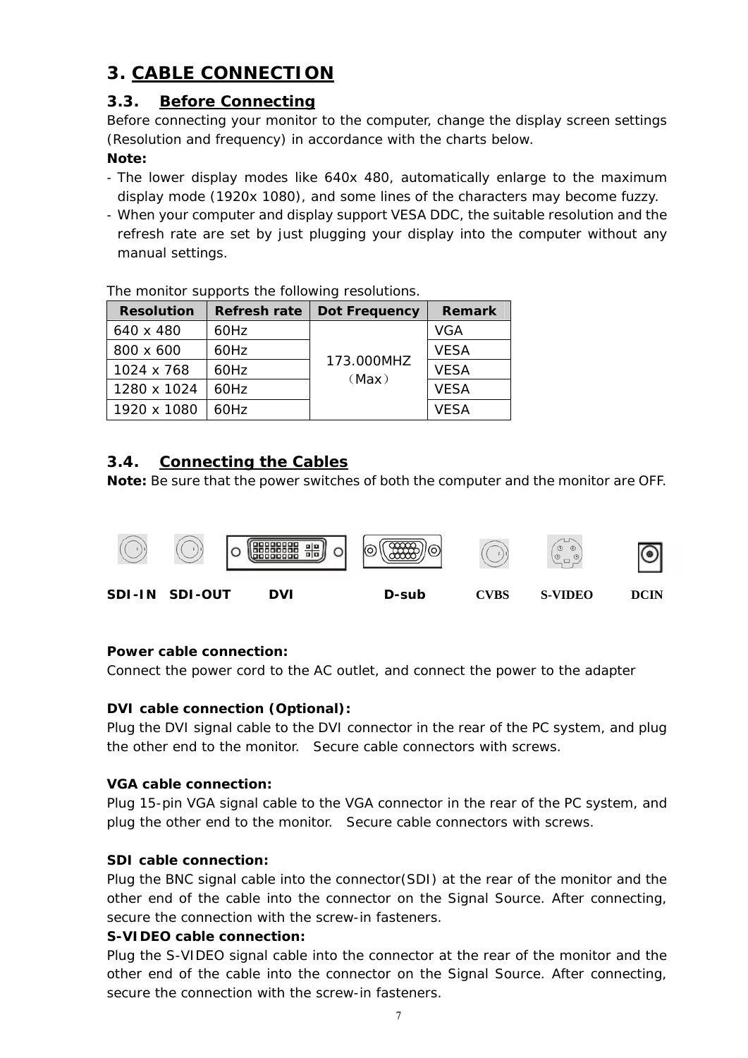# 3. CABLE CONNECTION

## 3.3. Before Connecting

Before connecting your monitor to the computer, change the display screen settings (Resolution and frequency) in accordance with the charts below.

**Note:**

- The lower display modes like 640x 480, automatically enlarge to the maximum display mode (1920x 1080), and some lines of the characters may become fuzzy.
- When your computer and display support VESA DDC, the suitable resolution and the refresh rate are set by just plugging your display into the computer without any manual settings.

The monitor supports the following resolutions.

| Resolution | Refresh rate | Dot Frequency | Remark |
|---|---|---|---|
| 640 x 480 | 60Hz | 173.000MHZ （Max） | VGA |
| 800 x 600 | 60Hz | | VESA |
| 1024 x 768 | 60Hz | | VESA |
| 1280 x 1024 | 60Hz | | VESA |
| 1920 x 1080 | 60Hz | | VESA |

## 3.4. Connecting the Cables

**Note:** Be sure that the power switches of both the computer and the monitor are OFF.

**SDI-IN SDI-OUT DVI D-sub CVBS S-VIDEO DCIN**

**Power cable connection:**

Connect the power cord to the AC outlet, and connect the power to the adapter

**DVI cable connection (Optional):**

Plug the DVI signal cable to the DVI connector in the rear of the PC system, and plug the other end to the monitor. Secure cable connectors with screws.

**VGA cable connection:**

Plug 15-pin VGA signal cable to the VGA connector in the rear of the PC system, and plug the other end to the monitor. Secure cable connectors with screws.

**SDI cable connection:**

Plug the BNC signal cable into the connector(SDI) at the rear of the monitor and the other end of the cable into the connector on the Signal Source. After connecting, secure the connection with the screw-in fasteners.

**S-VIDEO cable connection:**

Plug the S-VIDEO signal cable into the connector at the rear of the monitor and the other end of the cable into the connector on the Signal Source. After connecting, secure the connection with the screw-in fasteners.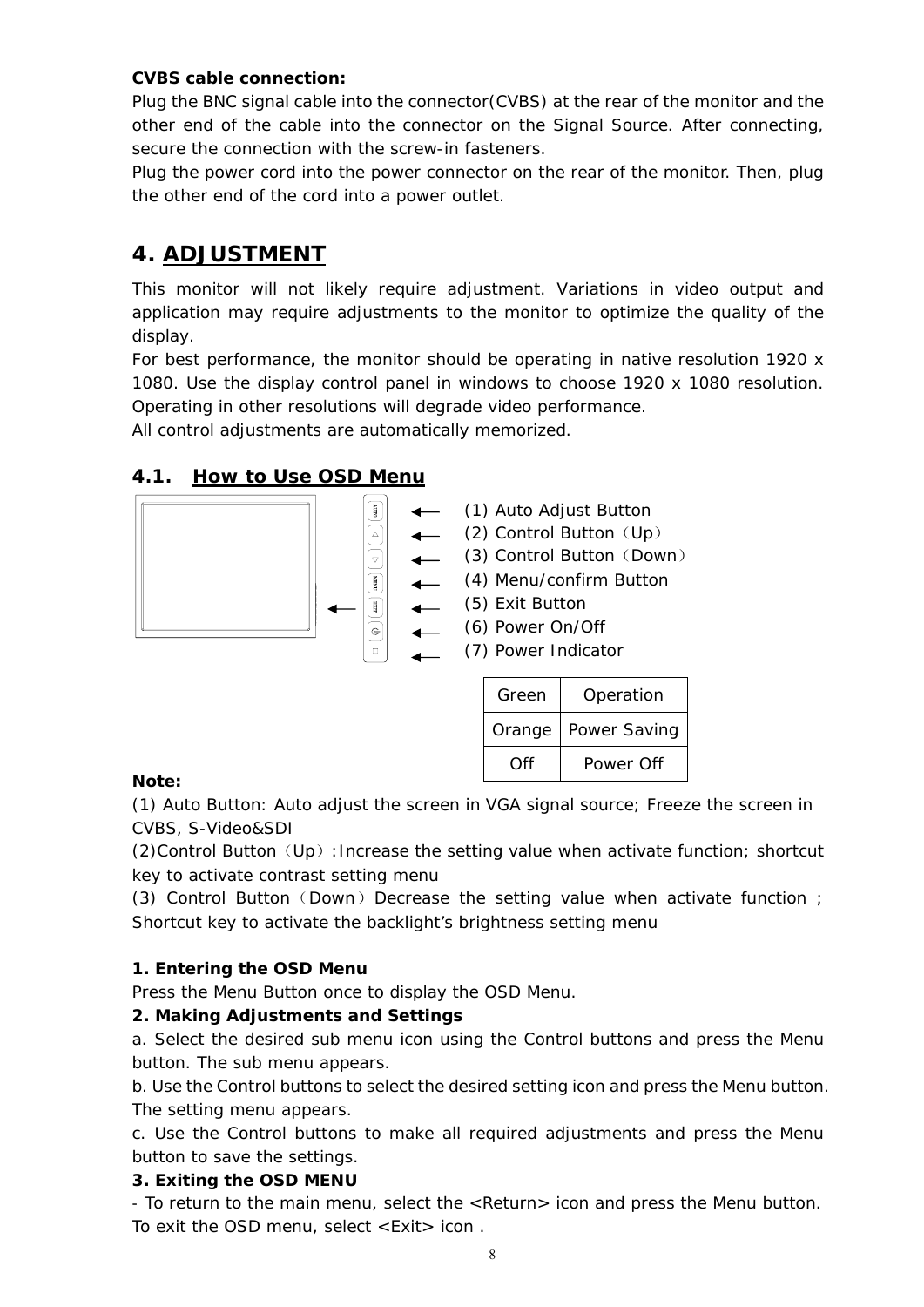**CVBS cable connection:**

Plug the BNC signal cable into the connector(CVBS) at the rear of the monitor and the other end of the cable into the connector on the Signal Source. After connecting, secure the connection with the screw-in fasteners.

Plug the power cord into the power connector on the rear of the monitor. Then, plug the other end of the cord into a power outlet.

# 4. ADJUSTMENT

This monitor will not likely require adjustment. Variations in video output and application may require adjustments to the monitor to optimize the quality of the display.

For best performance, the monitor should be operating in native resolution 1920 x 1080. Use the display control panel in windows to choose 1920 x 1080 resolution. Operating in other resolutions will degrade video performance.

All control adjustments are automatically memorized.

## 4.1. How to Use OSD Menu

(1) Auto Adjust Button
(2) Control Button（Up）
(3) Control Button（Down）
(4) Menu/confirm Button
(5) Exit Button
(6) Power On/Off
(7) Power Indicator

| Green | Operation |
|---|---|
| Orange | Power Saving |
| Off | Power Off |

**Note:**

(1) Auto Button: Auto adjust the screen in VGA signal source; Freeze the screen in CVBS, S-Video&SDI

(2)Control Button（Up）:Increase the setting value when activate function; shortcut key to activate contrast setting menu

(3) Control Button（Down）Decrease the setting value when activate function ; Shortcut key to activate the backlight's brightness setting menu

**1. Entering the OSD Menu**

Press the Menu Button once to display the OSD Menu.

**2. Making Adjustments and Settings**

a. Select the desired sub menu icon using the Control buttons and press the Menu button. The sub menu appears.

b. Use the Control buttons to select the desired setting icon and press the Menu button. The setting menu appears.

c. Use the Control buttons to make all required adjustments and press the Menu button to save the settings.

**3. Exiting the OSD MENU**

- To return to the main menu, select the <Return> icon and press the Menu button.

To exit the OSD menu, select <Exit> icon .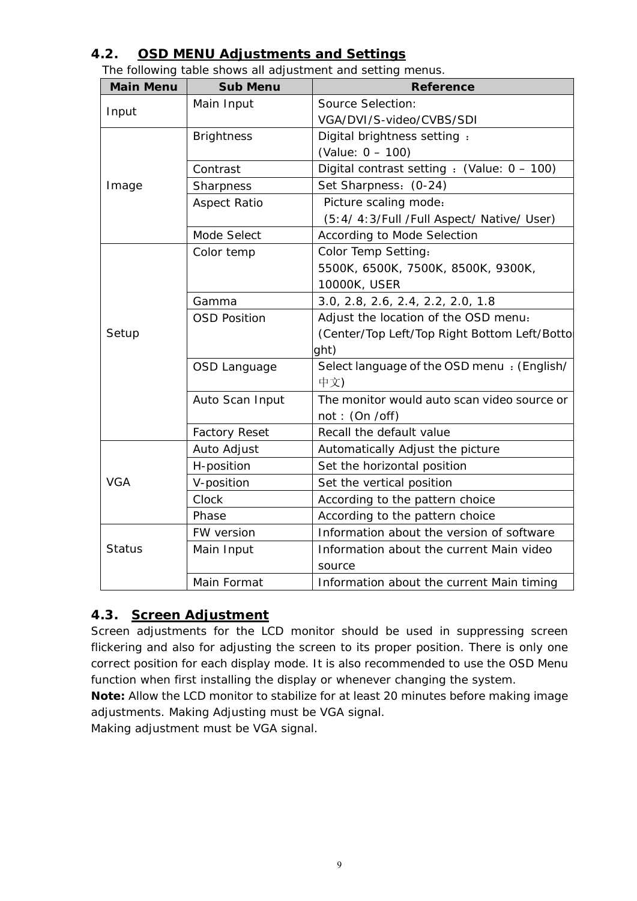## 4.2. OSD MENU Adjustments and Settings

The following table shows all adjustment and setting menus.

| Main Menu | Sub Menu | Reference |
|---|---|---|
| Input | Main Input | Source Selection: VGA/DVI/S-video/CVBS/SDI |
| Image | Brightness | Digital brightness setting ：(Value: 0 – 100) |
| | Contrast | Digital contrast setting ：(Value: 0 – 100) |
| | Sharpness | Set Sharpness：(0-24) |
| | Aspect Ratio | Picture scaling mode：(5:4/ 4:3/Full /Full Aspect/ Native/ User) |
| | Mode Select | According to Mode Selection |
| Setup | Color temp | Color Temp Setting：5500K, 6500K, 7500K, 8500K, 9300K, 10000K, USER |
| | Gamma | 3.0, 2.8, 2.6, 2.4, 2.2, 2.0, 1.8 |
| | OSD Position | Adjust the location of the OSD menu：(Center/Top Left/Top Right Bottom Left/Bottom Right) |
| | OSD Language | Select language of the OSD menu ：(English/中文) |
| | Auto Scan Input | The monitor would auto scan video source or not : (On /off) |
| | Factory Reset | Recall the default value |
| VGA | Auto Adjust | Automatically Adjust the picture |
| | H-position | Set the horizontal position |
| | V-position | Set the vertical position |
| | Clock | According to the pattern choice |
| | Phase | According to the pattern choice |
| Status | FW version | Information about the version of software |
| | Main Input | Information about the current Main video source |
| | Main Format | Information about the current Main timing |

## 4.3. Screen Adjustment

Screen adjustments for the LCD monitor should be used in suppressing screen flickering and also for adjusting the screen to its proper position. There is only one correct position for each display mode. It is also recommended to use the OSD Menu function when first installing the display or whenever changing the system.

**Note:** Allow the LCD monitor to stabilize for at least 20 minutes before making image adjustments. Making Adjusting must be VGA signal.

Making adjustment must be VGA signal.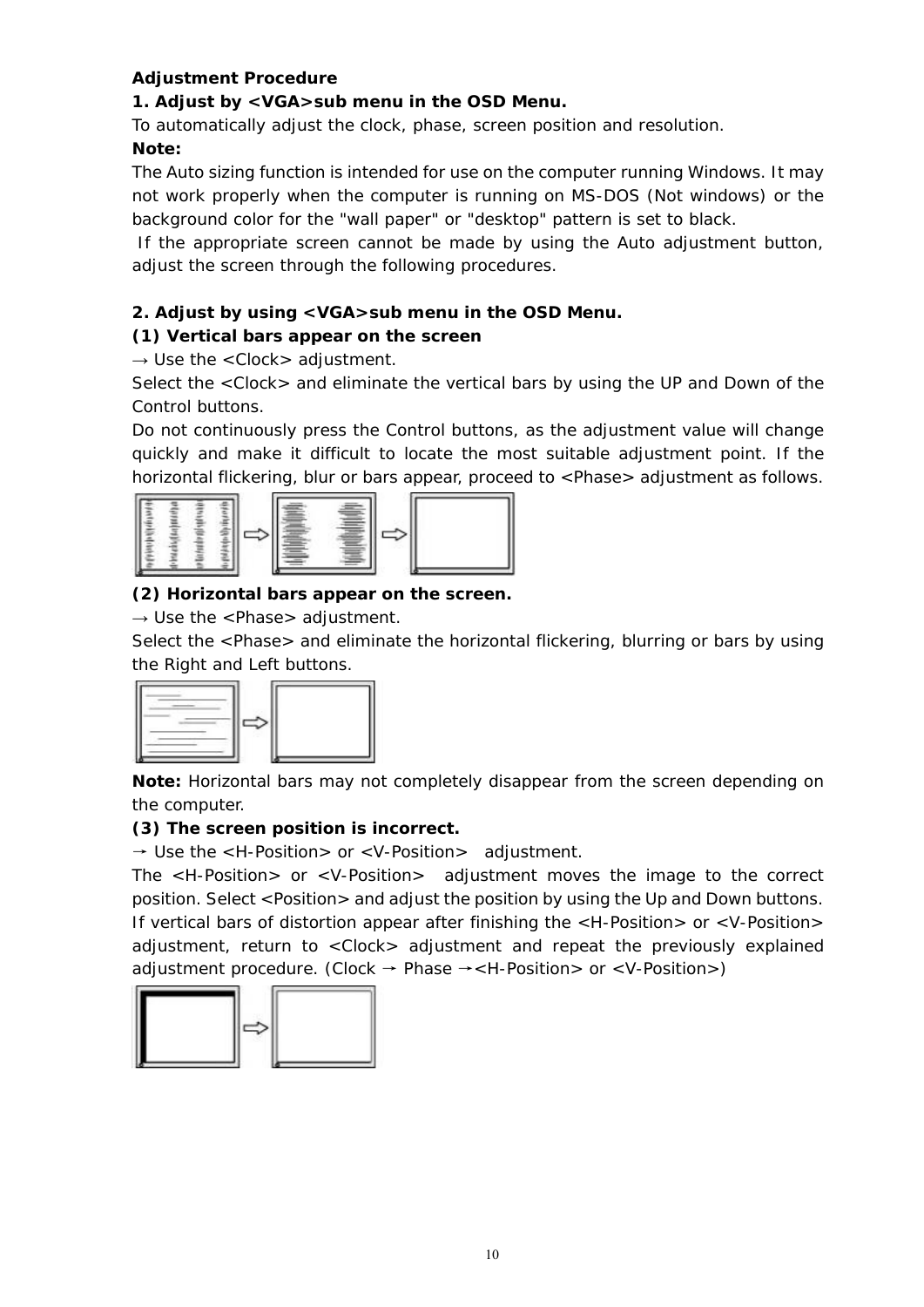**Adjustment Procedure**

**1. Adjust by <VGA>sub menu in the OSD Menu.**

To automatically adjust the clock, phase, screen position and resolution.

**Note:**

The Auto sizing function is intended for use on the computer running Windows. It may not work properly when the computer is running on MS-DOS (Not windows) or the background color for the "wall paper" or "desktop" pattern is set to black.

If the appropriate screen cannot be made by using the Auto adjustment button, adjust the screen through the following procedures.

**2. Adjust by using <VGA>sub menu in the OSD Menu.**

**(1) Vertical bars appear on the screen**

→ Use the <Clock> adjustment.

Select the <Clock> and eliminate the vertical bars by using the UP and Down of the Control buttons.

Do not continuously press the Control buttons, as the adjustment value will change quickly and make it difficult to locate the most suitable adjustment point. If the horizontal flickering, blur or bars appear, proceed to <Phase> adjustment as follows.

**(2) Horizontal bars appear on the screen.**

→ Use the <Phase> adjustment.

Select the <Phase> and eliminate the horizontal flickering, blurring or bars by using the Right and Left buttons.

**Note:** Horizontal bars may not completely disappear from the screen depending on the computer.

**(3) The screen position is incorrect.**

→ Use the <H-Position> or <V-Position> adjustment.

The <H-Position> or <V-Position> adjustment moves the image to the correct position. Select <Position> and adjust the position by using the Up and Down buttons. If vertical bars of distortion appear after finishing the <H-Position> or <V-Position> adjustment, return to <Clock> adjustment and repeat the previously explained adjustment procedure. (Clock → Phase →<H-Position> or <V-Position>)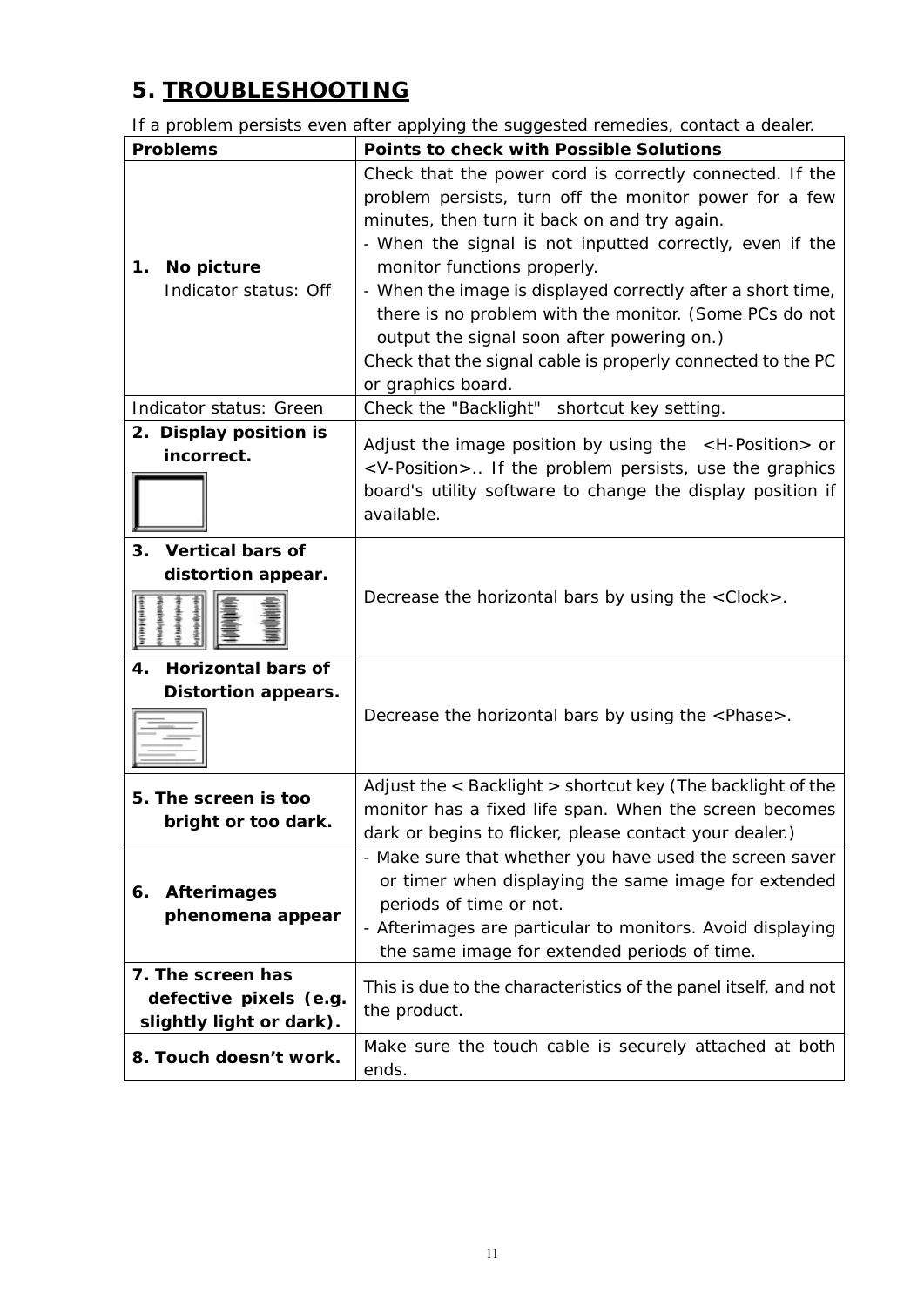# 5. TROUBLESHOOTING

If a problem persists even after applying the suggested remedies, contact a dealer.

| Problems | Points to check with Possible Solutions |
|---|---|
| **1. No picture**<br>Indicator status: Off | Check that the power cord is correctly connected. If the problem persists, turn off the monitor power for a few minutes, then turn it back on and try again.<br>- When the signal is not inputted correctly, even if the monitor functions properly.<br>- When the image is displayed correctly after a short time, there is no problem with the monitor. (Some PCs do not output the signal soon after powering on.)<br>Check that the signal cable is properly connected to the PC or graphics board. |
| Indicator status: Green | Check the "Backlight" shortcut key setting. |
| **2. Display position is incorrect.** | Adjust the image position by using the <H-Position> or <V-Position>.. If the problem persists, use the graphics board's utility software to change the display position if available. |
| **3. Vertical bars of distortion appear.** | Decrease the horizontal bars by using the <Clock>. |
| **4. Horizontal bars of Distortion appears.** | Decrease the horizontal bars by using the <Phase>. |
| **5. The screen is too bright or too dark.** | Adjust the < Backlight > shortcut key (The backlight of the monitor has a fixed life span. When the screen becomes dark or begins to flicker, please contact your dealer.) |
| **6. Afterimages phenomena appear** | - Make sure that whether you have used the screen saver or timer when displaying the same image for extended periods of time or not.<br>- Afterimages are particular to monitors. Avoid displaying the same image for extended periods of time. |
| **7. The screen has defective pixels (e.g. slightly light or dark).** | This is due to the characteristics of the panel itself, and not the product. |
| **8. Touch doesn't work.** | Make sure the touch cable is securely attached at both ends. |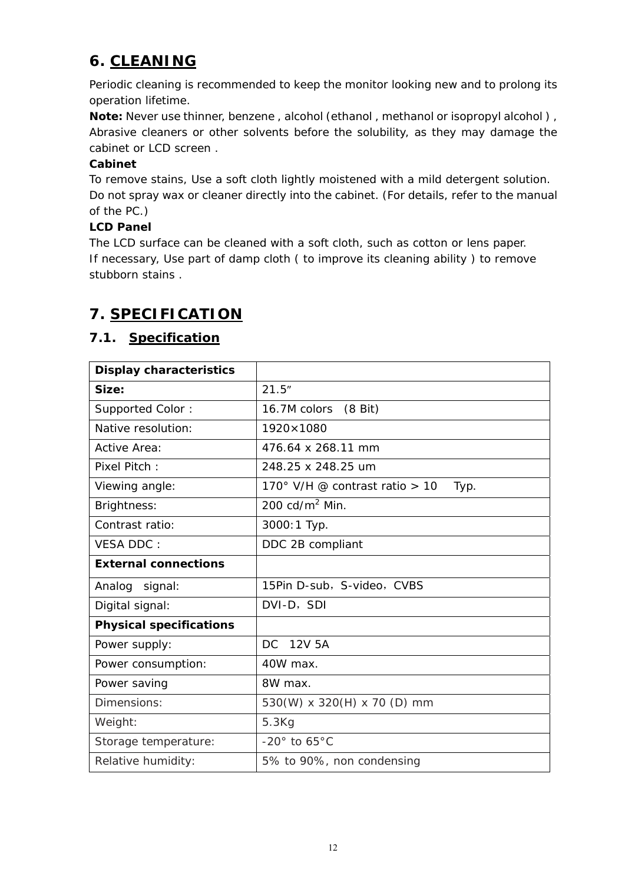# 6. CLEANING

Periodic cleaning is recommended to keep the monitor looking new and to prolong its operation lifetime.

**Note:** Never use thinner, benzene , alcohol (ethanol , methanol or isopropyl alcohol ) , Abrasive cleaners or other solvents before the solubility, as they may damage the cabinet or LCD screen .

**Cabinet**

To remove stains, Use a soft cloth lightly moistened with a mild detergent solution. Do not spray wax or cleaner directly into the cabinet. (For details, refer to the manual of the PC.)

**LCD Panel**

The LCD surface can be cleaned with a soft cloth, such as cotton or lens paper.
If necessary, Use part of damp cloth ( to improve its cleaning ability ) to remove stubborn stains .

# 7. SPECIFICATION

## 7.1. Specification

| **Display characteristics** | |
|---|---|
| **Size:** | 21.5″ |
| Supported Color : | 16.7M colors (8 Bit) |
| Native resolution: | 1920×1080 |
| Active Area: | 476.64 x 268.11 mm |
| Pixel Pitch : | 248.25 x 248.25 um |
| Viewing angle: | 170° V/H @ contrast ratio > 10 Typ. |
| Brightness: | 200 cd/m$^2$ Min. |
| Contrast ratio: | 3000:1 Typ. |
| VESA DDC : | DDC 2B compliant |
| **External connections** | |
| Analog signal: | 15Pin D-sub，S-video，CVBS |
| Digital signal: | DVI-D，SDI |
| **Physical specifications** | |
| Power supply: | DC 12V 5A |
| Power consumption: | 40W max. |
| Power saving | 8W max. |
| Dimensions: | 530(W) x 320(H) x 70 (D) mm |
| Weight: | 5.3Kg |
| Storage temperature: | -20° to 65°C |
| Relative humidity: | 5% to 90%, non condensing |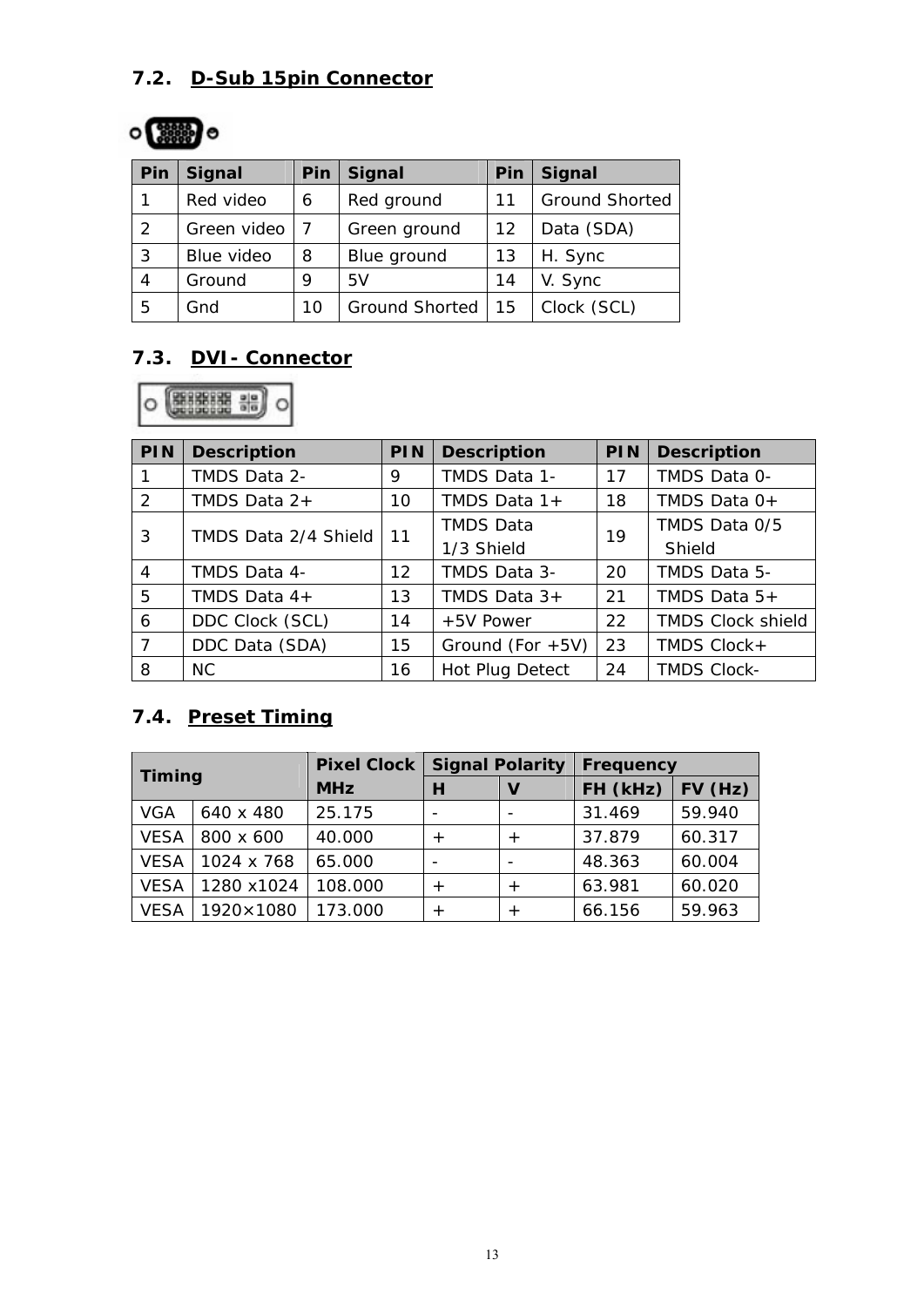## 7.2. D-Sub 15pin Connector

| Pin | Signal | Pin | Signal | Pin | Signal |
|---|---|---|---|---|---|
| 1 | Red video | 6 | Red ground | 11 | Ground Shorted |
| 2 | Green video | 7 | Green ground | 12 | Data (SDA) |
| 3 | Blue video | 8 | Blue ground | 13 | H. Sync |
| 4 | Ground | 9 | 5V | 14 | V. Sync |
| 5 | Gnd | 10 | Ground Shorted | 15 | Clock (SCL) |

## 7.3. DVI- Connector

| PIN | Description | PIN | Description | PIN | Description |
|---|---|---|---|---|---|
| 1 | TMDS Data 2- | 9 | TMDS Data 1- | 17 | TMDS Data 0- |
| 2 | TMDS Data 2+ | 10 | TMDS Data 1+ | 18 | TMDS Data 0+ |
| 3 | TMDS Data 2/4 Shield | 11 | TMDS Data 1/3 Shield | 19 | TMDS Data 0/5 Shield |
| 4 | TMDS Data 4- | 12 | TMDS Data 3- | 20 | TMDS Data 5- |
| 5 | TMDS Data 4+ | 13 | TMDS Data 3+ | 21 | TMDS Data 5+ |
| 6 | DDC Clock (SCL) | 14 | +5V Power | 22 | TMDS Clock shield |
| 7 | DDC Data (SDA) | 15 | Ground (For +5V) | 23 | TMDS Clock+ |
| 8 | NC | 16 | Hot Plug Detect | 24 | TMDS Clock- |

## 7.4. Preset Timing

| Timing | | Pixel Clock MHz | Signal Polarity | | Frequency | |
|---|---|---|---|---|---|---|
| | | | H | V | FH (kHz) | FV (Hz) |
| VGA | 640 x 480 | 25.175 | - | - | 31.469 | 59.940 |
| VESA | 800 x 600 | 40.000 | + | + | 37.879 | 60.317 |
| VESA | 1024 x 768 | 65.000 | - | - | 48.363 | 60.004 |
| VESA | 1280 x1024 | 108.000 | + | + | 63.981 | 60.020 |
| VESA | 1920×1080 | 173.000 | + | + | 66.156 | 59.963 |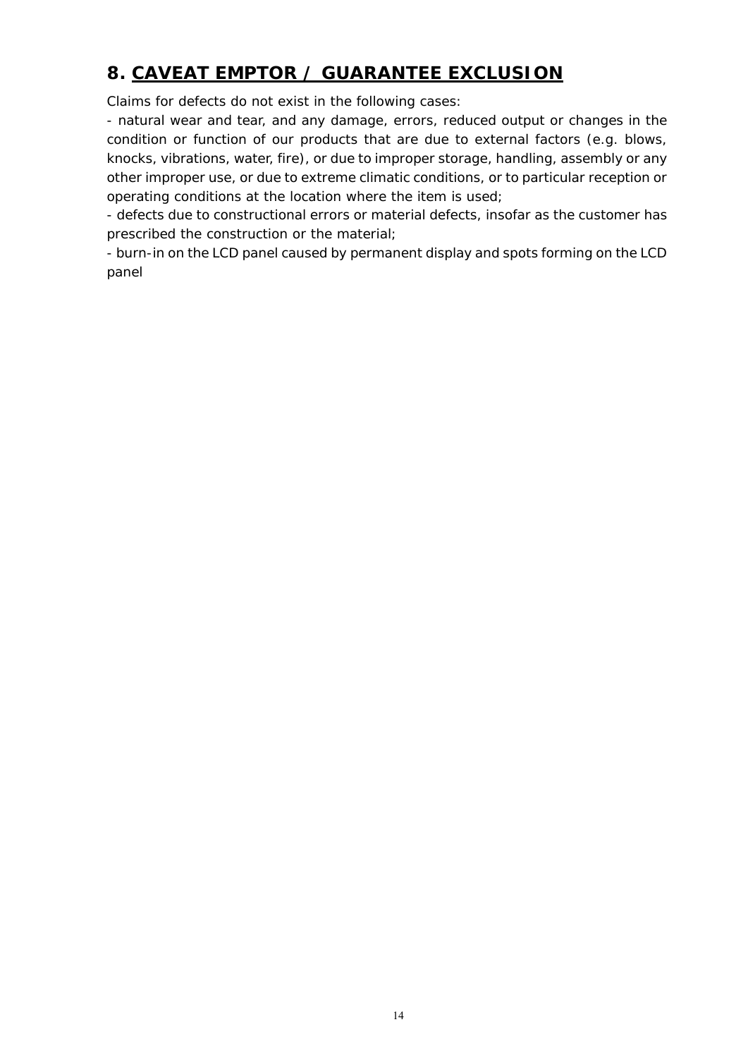## 8. CAVEAT EMPTOR / GUARANTEE EXCLUSION

Claims for defects do not exist in the following cases:

- natural wear and tear, and any damage, errors, reduced output or changes in the condition or function of our products that are due to external factors (e.g. blows, knocks, vibrations, water, fire), or due to improper storage, handling, assembly or any other improper use, or due to extreme climatic conditions, or to particular reception or operating conditions at the location where the item is used;
- defects due to constructional errors or material defects, insofar as the customer has prescribed the construction or the material;
- burn-in on the LCD panel caused by permanent display and spots forming on the LCD panel